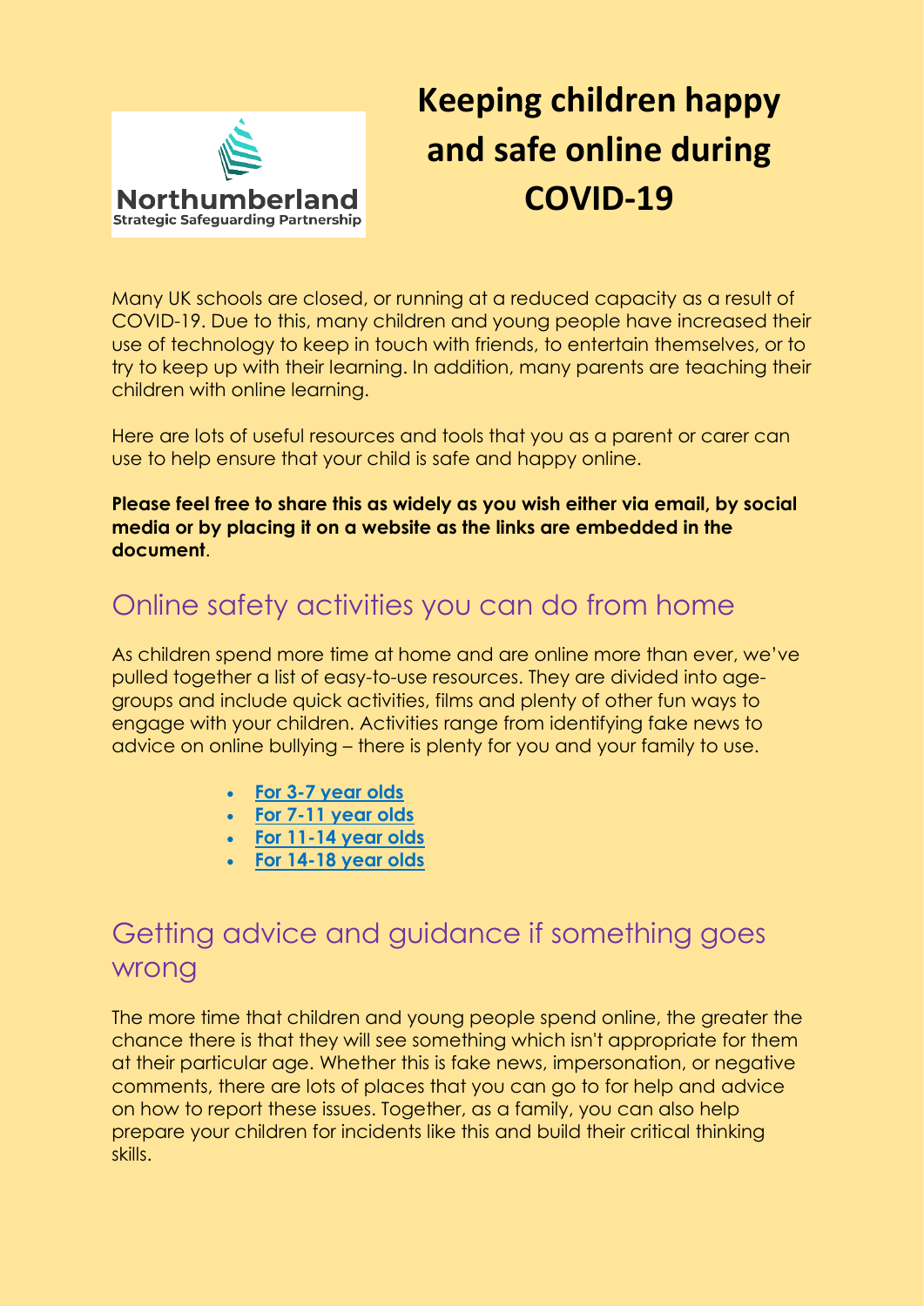Northumberland
Strategic Safeguarding Partnership

# Keeping children happy and safe online during COVID-19

Many UK schools are closed, or running at a reduced capacity as a result of COVID-19. Due to this, many children and young people have increased their use of technology to keep in touch with friends, to entertain themselves, or to try to keep up with their learning. In addition, many parents are teaching their children with online learning.

Here are lots of useful resources and tools that you as a parent or carer can use to help ensure that your child is safe and happy online.

**Please feel free to share this as widely as you wish either via email, by social media or by placing it on a website as the links are embedded in the document**.

## Online safety activities you can do from home

As children spend more time at home and are online more than ever, we've pulled together a list of easy-to-use resources. They are divided into age-groups and include quick activities, films and plenty of other fun ways to engage with your children. Activities range from identifying fake news to advice on online bullying – there is plenty for you and your family to use.

- **For 3-7 year olds**
- **For 7-11 year olds**
- **For 11-14 year olds**
- **For 14-18 year olds**

## Getting advice and guidance if something goes wrong

The more time that children and young people spend online, the greater the chance there is that they will see something which isn't appropriate for them at their particular age. Whether this is fake news, impersonation, or negative comments, there are lots of places that you can go to for help and advice on how to report these issues. Together, as a family, you can also help prepare your children for incidents like this and build their critical thinking skills.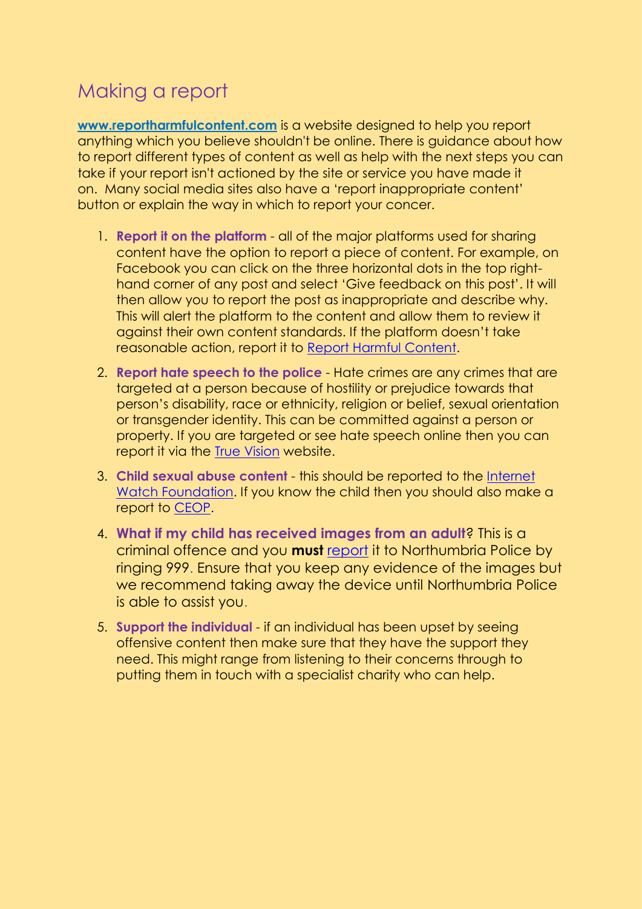## Making a report

**www.reportharmfulcontent.com** is a website designed to help you report anything which you believe shouldn't be online. There is guidance about how to report different types of content as well as help with the next steps you can take if your report isn't actioned by the site or service you have made it on. Many social media sites also have a 'report inappropriate content' button or explain the way in which to report your concer.

1. **Report it on the platform** - all of the major platforms used for sharing content have the option to report a piece of content. For example, on Facebook you can click on the three horizontal dots in the top right-hand corner of any post and select 'Give feedback on this post'. It will then allow you to report the post as inappropriate and describe why. This will alert the platform to the content and allow them to review it against their own content standards. If the platform doesn't take reasonable action, report it to Report Harmful Content.
2. **Report hate speech to the police** - Hate crimes are any crimes that are targeted at a person because of hostility or prejudice towards that person's disability, race or ethnicity, religion or belief, sexual orientation or transgender identity. This can be committed against a person or property. If you are targeted or see hate speech online then you can report it via the True Vision website.
3. **Child sexual abuse content** - this should be reported to the Internet Watch Foundation. If you know the child then you should also make a report to CEOP.
4. **What if my child has received images from an adult?** This is a criminal offence and you **must** report it to Northumbria Police by ringing 999. Ensure that you keep any evidence of the images but we recommend taking away the device until Northumbria Police is able to assist you.
5. **Support the individual** - if an individual has been upset by seeing offensive content then make sure that they have the support they need. This might range from listening to their concerns through to putting them in touch with a specialist charity who can help.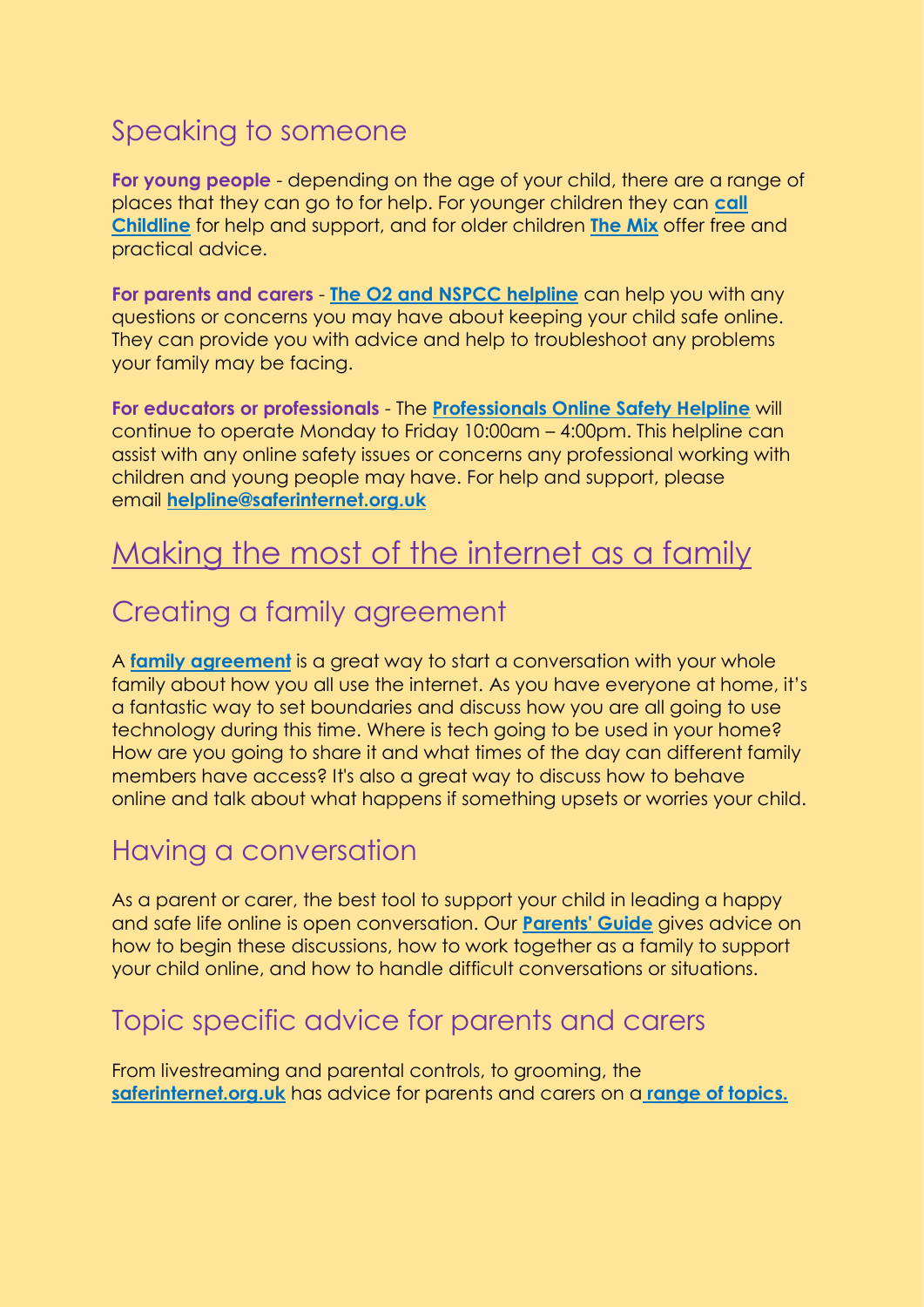## Speaking to someone

**For young people** - depending on the age of your child, there are a range of places that they can go to for help. For younger children they can **call Childline** for help and support, and for older children **The Mix** offer free and practical advice.

**For parents and carers** - **The O2 and NSPCC helpline** can help you with any questions or concerns you may have about keeping your child safe online. They can provide you with advice and help to troubleshoot any problems your family may be facing.

**For educators or professionals** - The **Professionals Online Safety Helpline** will continue to operate Monday to Friday 10:00am – 4:00pm. This helpline can assist with any online safety issues or concerns any professional working with children and young people may have. For help and support, please email **helpline@saferinternet.org.uk**

# Making the most of the internet as a family

## Creating a family agreement

A **family agreement** is a great way to start a conversation with your whole family about how you all use the internet. As you have everyone at home, it's a fantastic way to set boundaries and discuss how you are all going to use technology during this time. Where is tech going to be used in your home? How are you going to share it and what times of the day can different family members have access? It's also a great way to discuss how to behave online and talk about what happens if something upsets or worries your child.

## Having a conversation

As a parent or carer, the best tool to support your child in leading a happy and safe life online is open conversation. Our **Parents' Guide** gives advice on how to begin these discussions, how to work together as a family to support your child online, and how to handle difficult conversations or situations.

## Topic specific advice for parents and carers

From livestreaming and parental controls, to grooming, the **saferinternet.org.uk** has advice for parents and carers on a **range of topics.**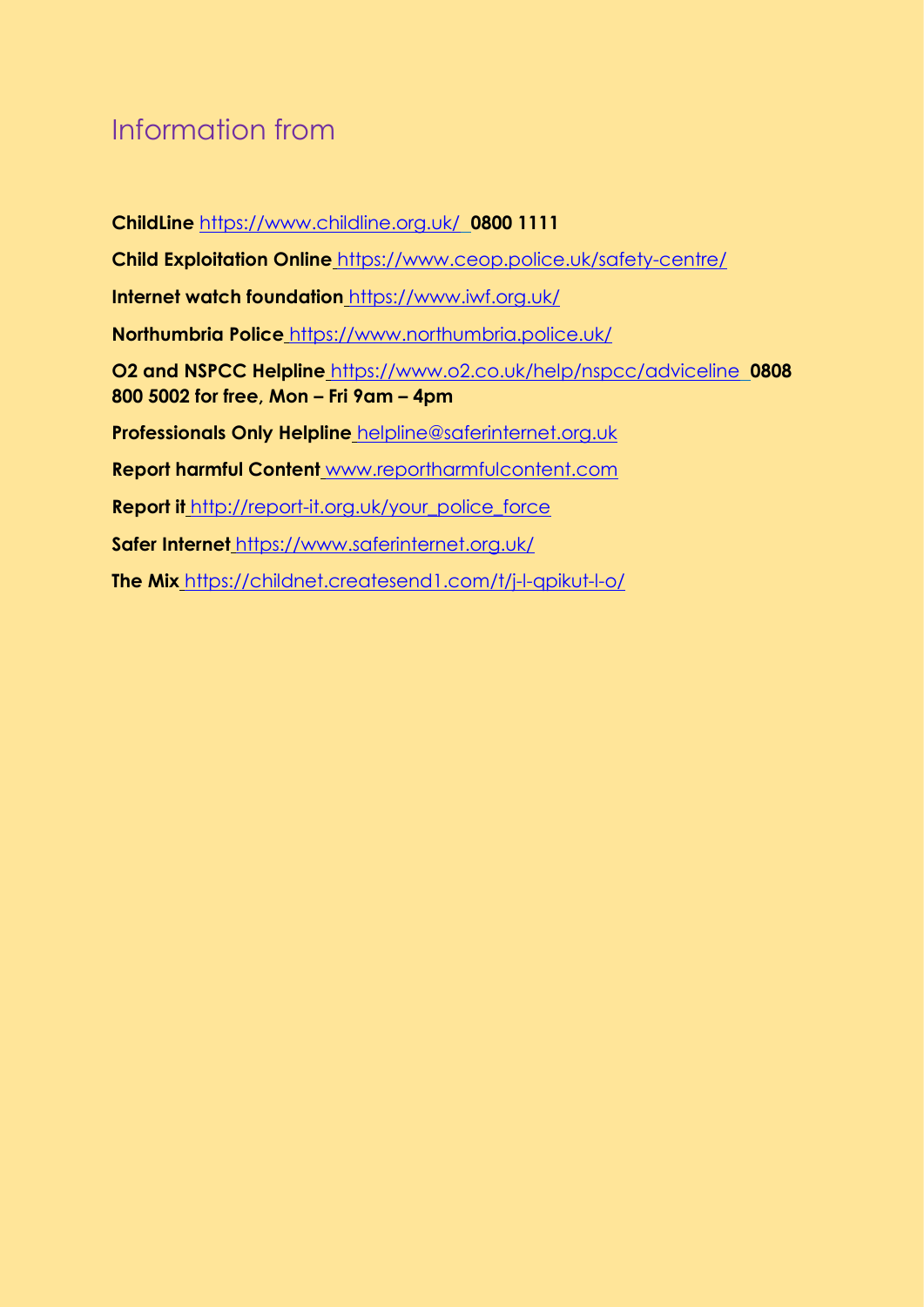## Information from

**ChildLine** https://www.childline.org.uk/ **0800 1111**

**Child Exploitation Online** https://www.ceop.police.uk/safety-centre/

**Internet watch foundation** https://www.iwf.org.uk/

**Northumbria Police** https://www.northumbria.police.uk/

**O2 and NSPCC Helpline** https://www.o2.co.uk/help/nspcc/adviceline **0808 800 5002 for free, Mon – Fri 9am – 4pm**

**Professionals Only Helpline** helpline@saferinternet.org.uk

**Report harmful Content** www.reportharmfulcontent.com

**Report it** http://report-it.org.uk/your_police_force

**Safer Internet** https://www.saferinternet.org.uk/

**The Mix** https://childnet.createsend1.com/t/j-l-qpikut-l-o/